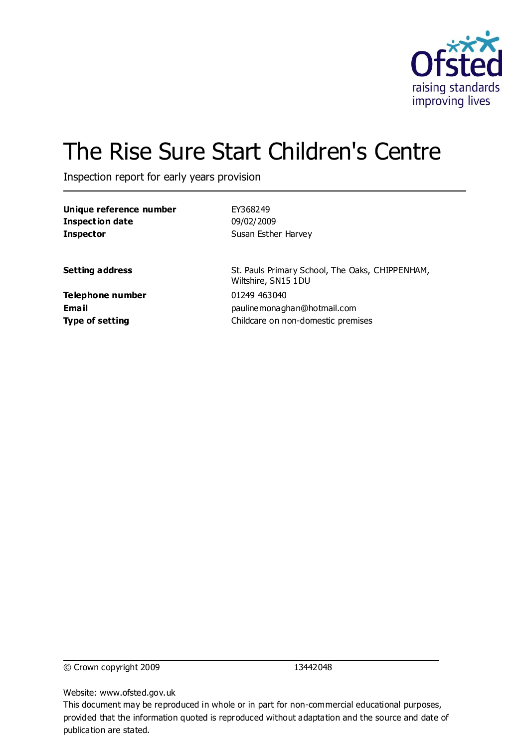# The Rise Sure Start Children's Centre

Inspection report for early years provision

| | |
|---|---|
| **Unique reference number** | EY368249 |
| **Inspection date** | 09/02/2009 |
| **Inspector** | Susan Esther Harvey |
| | |
| **Setting address** | St. Pauls Primary School, The Oaks, CHIPPENHAM, Wiltshire, SN15 1DU |
| **Telephone number** | 01249 463040 |
| **Email** | paulinemonaghan@hotmail.com |
| **Type of setting** | Childcare on non-domestic premises |

© Crown copyright 2009 13442048

Website: www.ofsted.gov.uk

This document may be reproduced in whole or in part for non-commercial educational purposes, provided that the information quoted is reproduced without adaptation and the source and date of publication are stated.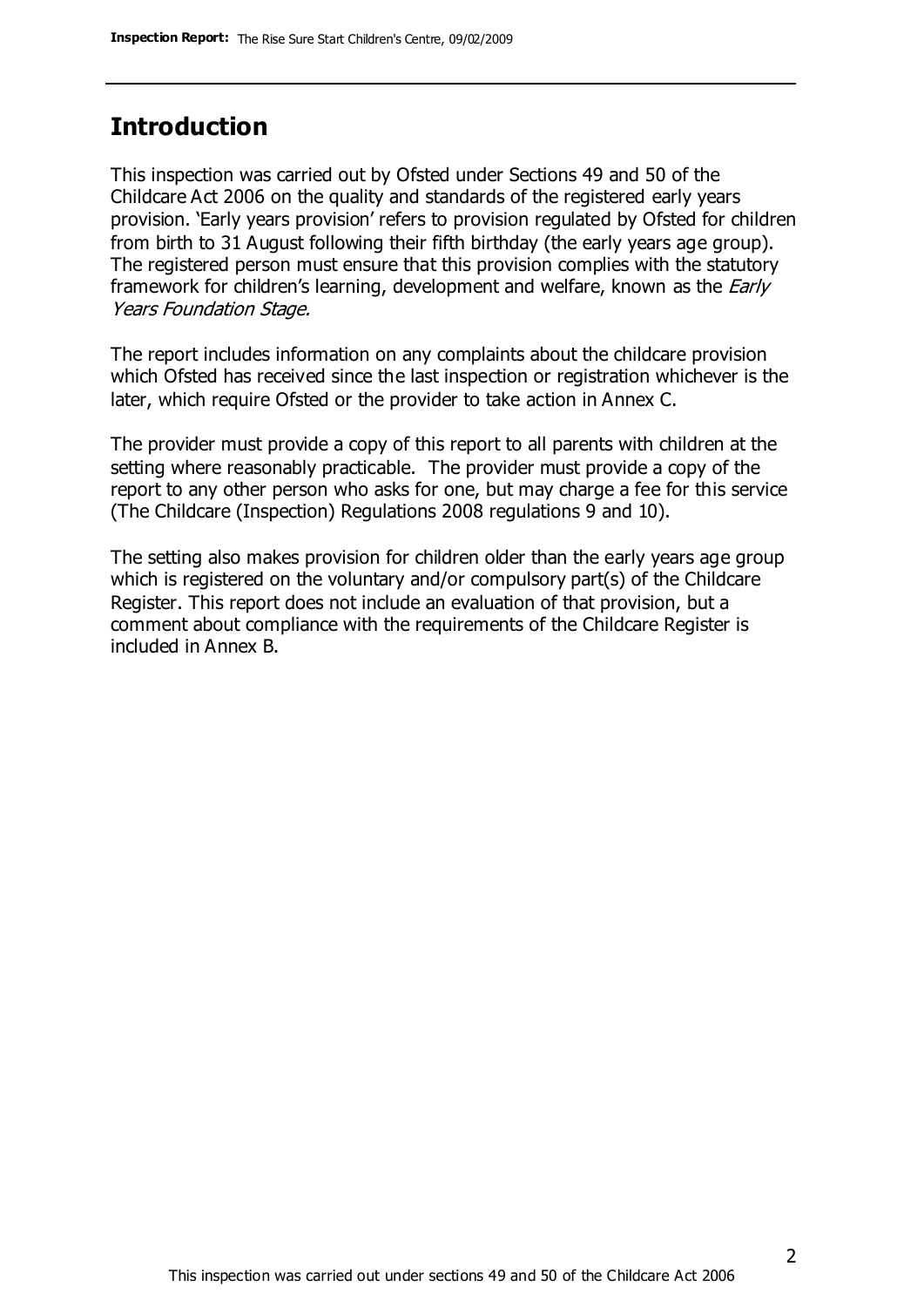## Introduction

This inspection was carried out by Ofsted under Sections 49 and 50 of the Childcare Act 2006 on the quality and standards of the registered early years provision. 'Early years provision' refers to provision regulated by Ofsted for children from birth to 31 August following their fifth birthday (the early years age group). The registered person must ensure that this provision complies with the statutory framework for children's learning, development and welfare, known as the *Early Years Foundation Stage.*

The report includes information on any complaints about the childcare provision which Ofsted has received since the last inspection or registration whichever is the later, which require Ofsted or the provider to take action in Annex C.

The provider must provide a copy of this report to all parents with children at the setting where reasonably practicable. The provider must provide a copy of the report to any other person who asks for one, but may charge a fee for this service (The Childcare (Inspection) Regulations 2008 regulations 9 and 10).

The setting also makes provision for children older than the early years age group which is registered on the voluntary and/or compulsory part(s) of the Childcare Register. This report does not include an evaluation of that provision, but a comment about compliance with the requirements of the Childcare Register is included in Annex B.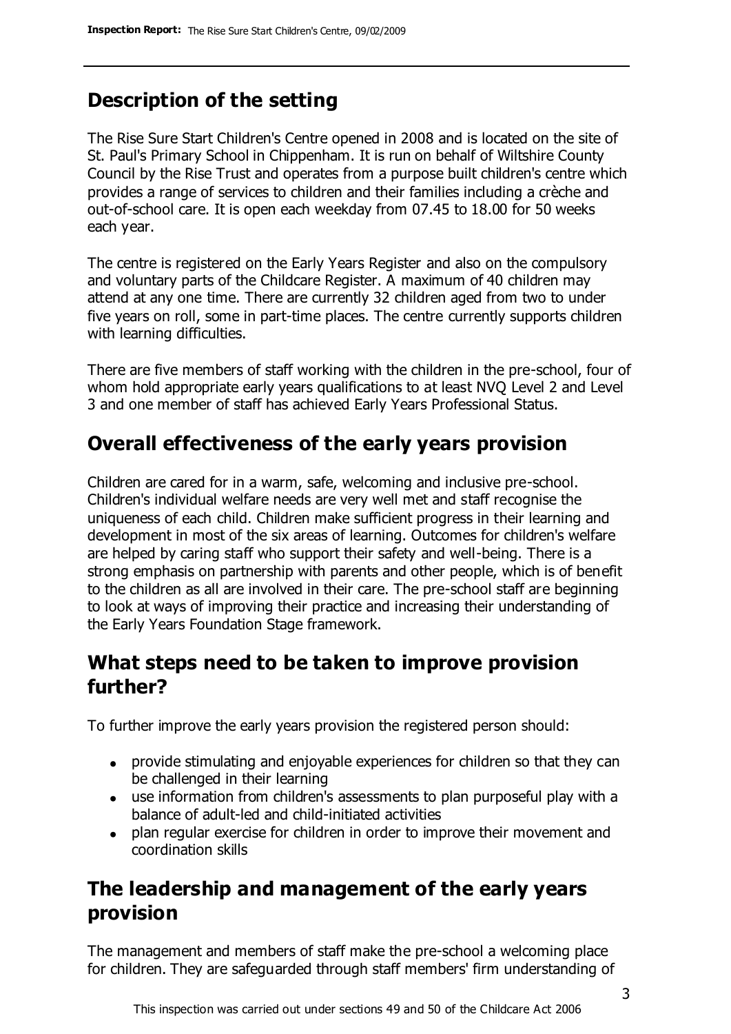## Description of the setting

The Rise Sure Start Children's Centre opened in 2008 and is located on the site of St. Paul's Primary School in Chippenham. It is run on behalf of Wiltshire County Council by the Rise Trust and operates from a purpose built children's centre which provides a range of services to children and their families including a crèche and out-of-school care. It is open each weekday from 07.45 to 18.00 for 50 weeks each year.

The centre is registered on the Early Years Register and also on the compulsory and voluntary parts of the Childcare Register. A maximum of 40 children may attend at any one time. There are currently 32 children aged from two to under five years on roll, some in part-time places. The centre currently supports children with learning difficulties.

There are five members of staff working with the children in the pre-school, four of whom hold appropriate early years qualifications to at least NVQ Level 2 and Level 3 and one member of staff has achieved Early Years Professional Status.

## Overall effectiveness of the early years provision

Children are cared for in a warm, safe, welcoming and inclusive pre-school. Children's individual welfare needs are very well met and staff recognise the uniqueness of each child. Children make sufficient progress in their learning and development in most of the six areas of learning. Outcomes for children's welfare are helped by caring staff who support their safety and well-being. There is a strong emphasis on partnership with parents and other people, which is of benefit to the children as all are involved in their care. The pre-school staff are beginning to look at ways of improving their practice and increasing their understanding of the Early Years Foundation Stage framework.

## What steps need to be taken to improve provision further?

To further improve the early years provision the registered person should:

- provide stimulating and enjoyable experiences for children so that they can be challenged in their learning
- use information from children's assessments to plan purposeful play with a balance of adult-led and child-initiated activities
- plan regular exercise for children in order to improve their movement and coordination skills

## The leadership and management of the early years provision

The management and members of staff make the pre-school a welcoming place for children. They are safeguarded through staff members' firm understanding of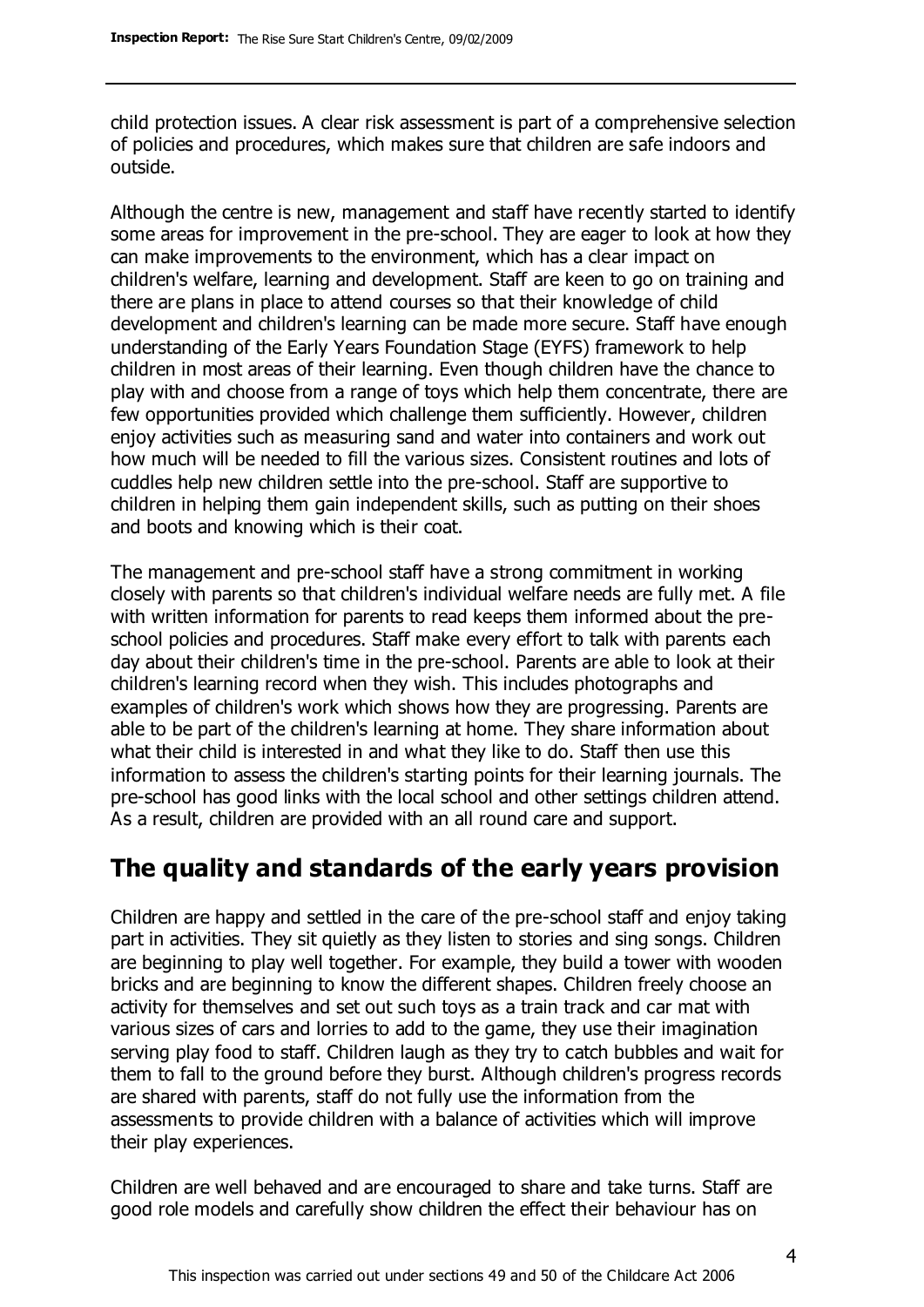child protection issues. A clear risk assessment is part of a comprehensive selection of policies and procedures, which makes sure that children are safe indoors and outside.

Although the centre is new, management and staff have recently started to identify some areas for improvement in the pre-school. They are eager to look at how they can make improvements to the environment, which has a clear impact on children's welfare, learning and development. Staff are keen to go on training and there are plans in place to attend courses so that their knowledge of child development and children's learning can be made more secure. Staff have enough understanding of the Early Years Foundation Stage (EYFS) framework to help children in most areas of their learning. Even though children have the chance to play with and choose from a range of toys which help them concentrate, there are few opportunities provided which challenge them sufficiently. However, children enjoy activities such as measuring sand and water into containers and work out how much will be needed to fill the various sizes. Consistent routines and lots of cuddles help new children settle into the pre-school. Staff are supportive to children in helping them gain independent skills, such as putting on their shoes and boots and knowing which is their coat.

The management and pre-school staff have a strong commitment in working closely with parents so that children's individual welfare needs are fully met. A file with written information for parents to read keeps them informed about the pre-school policies and procedures. Staff make every effort to talk with parents each day about their children's time in the pre-school. Parents are able to look at their children's learning record when they wish. This includes photographs and examples of children's work which shows how they are progressing. Parents are able to be part of the children's learning at home. They share information about what their child is interested in and what they like to do. Staff then use this information to assess the children's starting points for their learning journals. The pre-school has good links with the local school and other settings children attend. As a result, children are provided with an all round care and support.

## The quality and standards of the early years provision

Children are happy and settled in the care of the pre-school staff and enjoy taking part in activities. They sit quietly as they listen to stories and sing songs. Children are beginning to play well together. For example, they build a tower with wooden bricks and are beginning to know the different shapes. Children freely choose an activity for themselves and set out such toys as a train track and car mat with various sizes of cars and lorries to add to the game, they use their imagination serving play food to staff. Children laugh as they try to catch bubbles and wait for them to fall to the ground before they burst. Although children's progress records are shared with parents, staff do not fully use the information from the assessments to provide children with a balance of activities which will improve their play experiences.

Children are well behaved and are encouraged to share and take turns. Staff are good role models and carefully show children the effect their behaviour has on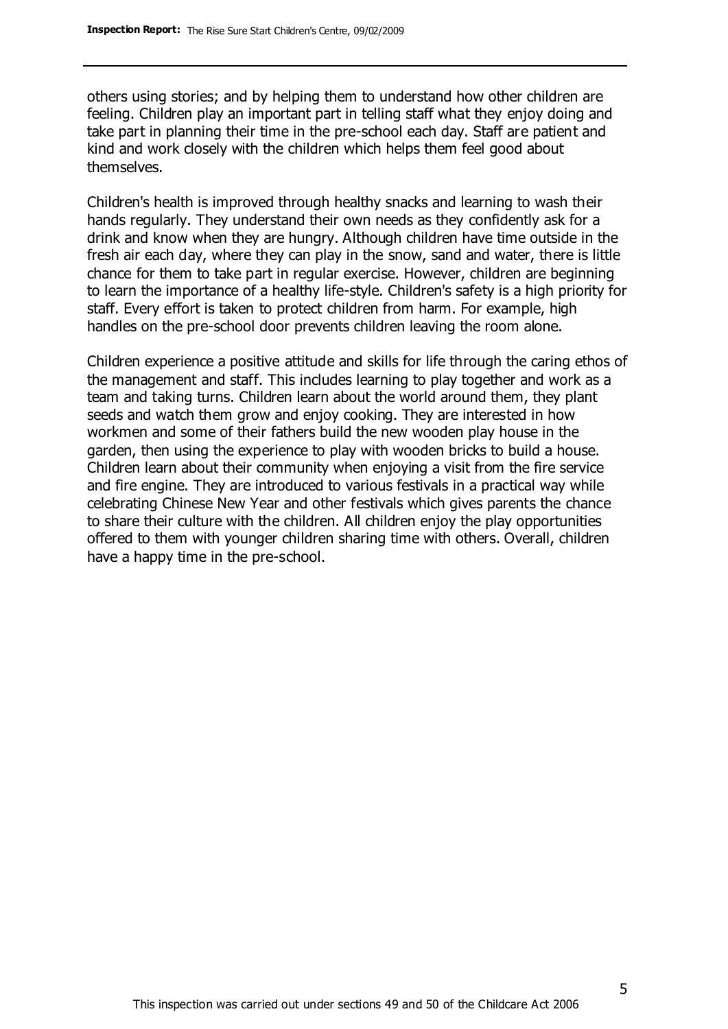others using stories; and by helping them to understand how other children are feeling. Children play an important part in telling staff what they enjoy doing and take part in planning their time in the pre-school each day. Staff are patient and kind and work closely with the children which helps them feel good about themselves.

Children's health is improved through healthy snacks and learning to wash their hands regularly. They understand their own needs as they confidently ask for a drink and know when they are hungry. Although children have time outside in the fresh air each day, where they can play in the snow, sand and water, there is little chance for them to take part in regular exercise. However, children are beginning to learn the importance of a healthy life-style. Children's safety is a high priority for staff. Every effort is taken to protect children from harm. For example, high handles on the pre-school door prevents children leaving the room alone.

Children experience a positive attitude and skills for life through the caring ethos of the management and staff. This includes learning to play together and work as a team and taking turns. Children learn about the world around them, they plant seeds and watch them grow and enjoy cooking. They are interested in how workmen and some of their fathers build the new wooden play house in the garden, then using the experience to play with wooden bricks to build a house. Children learn about their community when enjoying a visit from the fire service and fire engine. They are introduced to various festivals in a practical way while celebrating Chinese New Year and other festivals which gives parents the chance to share their culture with the children. All children enjoy the play opportunities offered to them with younger children sharing time with others. Overall, children have a happy time in the pre-school.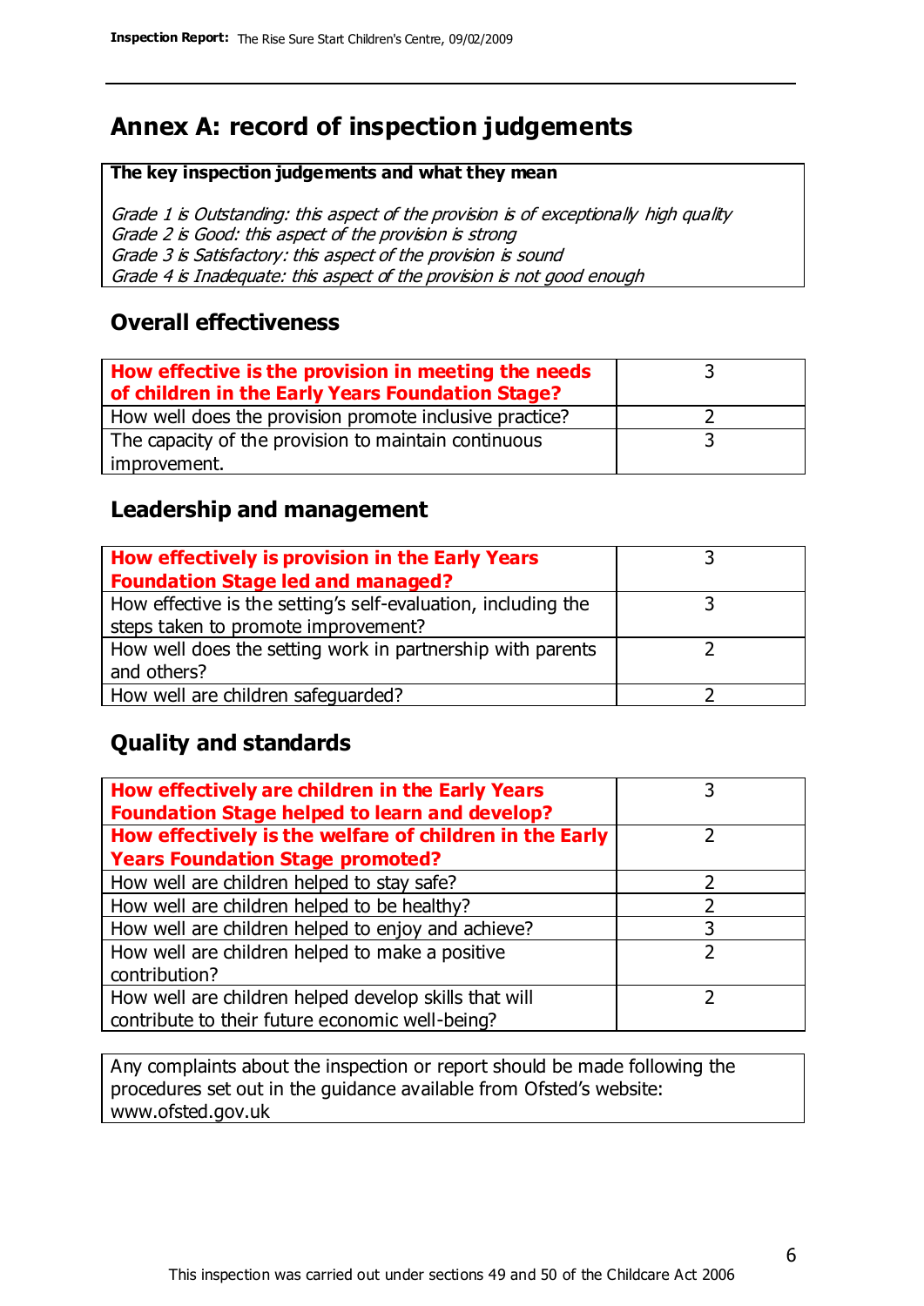## Annex A: record of inspection judgements

**The key inspection judgements and what they mean**

*Grade 1 is Outstanding: this aspect of the provision is of exceptionally high quality*
*Grade 2 is Good: this aspect of the provision is strong*
*Grade 3 is Satisfactory: this aspect of the provision is sound*
*Grade 4 is Inadequate: this aspect of the provision is not good enough*

### Overall effectiveness

| | |
|---|---|
| **How effective is the provision in meeting the needs of children in the Early Years Foundation Stage?** | 3 |
| How well does the provision promote inclusive practice? | 2 |
| The capacity of the provision to maintain continuous improvement. | 3 |

### Leadership and management

| | |
|---|---|
| **How effectively is provision in the Early Years Foundation Stage led and managed?** | 3 |
| How effective is the setting's self-evaluation, including the steps taken to promote improvement? | 3 |
| How well does the setting work in partnership with parents and others? | 2 |
| How well are children safeguarded? | 2 |

### Quality and standards

| | |
|---|---|
| **How effectively are children in the Early Years Foundation Stage helped to learn and develop?** | 3 |
| **How effectively is the welfare of children in the Early Years Foundation Stage promoted?** | 2 |
| How well are children helped to stay safe? | 2 |
| How well are children helped to be healthy? | 2 |
| How well are children helped to enjoy and achieve? | 3 |
| How well are children helped to make a positive contribution? | 2 |
| How well are children helped develop skills that will contribute to their future economic well-being? | 2 |

Any complaints about the inspection or report should be made following the procedures set out in the guidance available from Ofsted's website: www.ofsted.gov.uk

This inspection was carried out under sections 49 and 50 of the Childcare Act 2006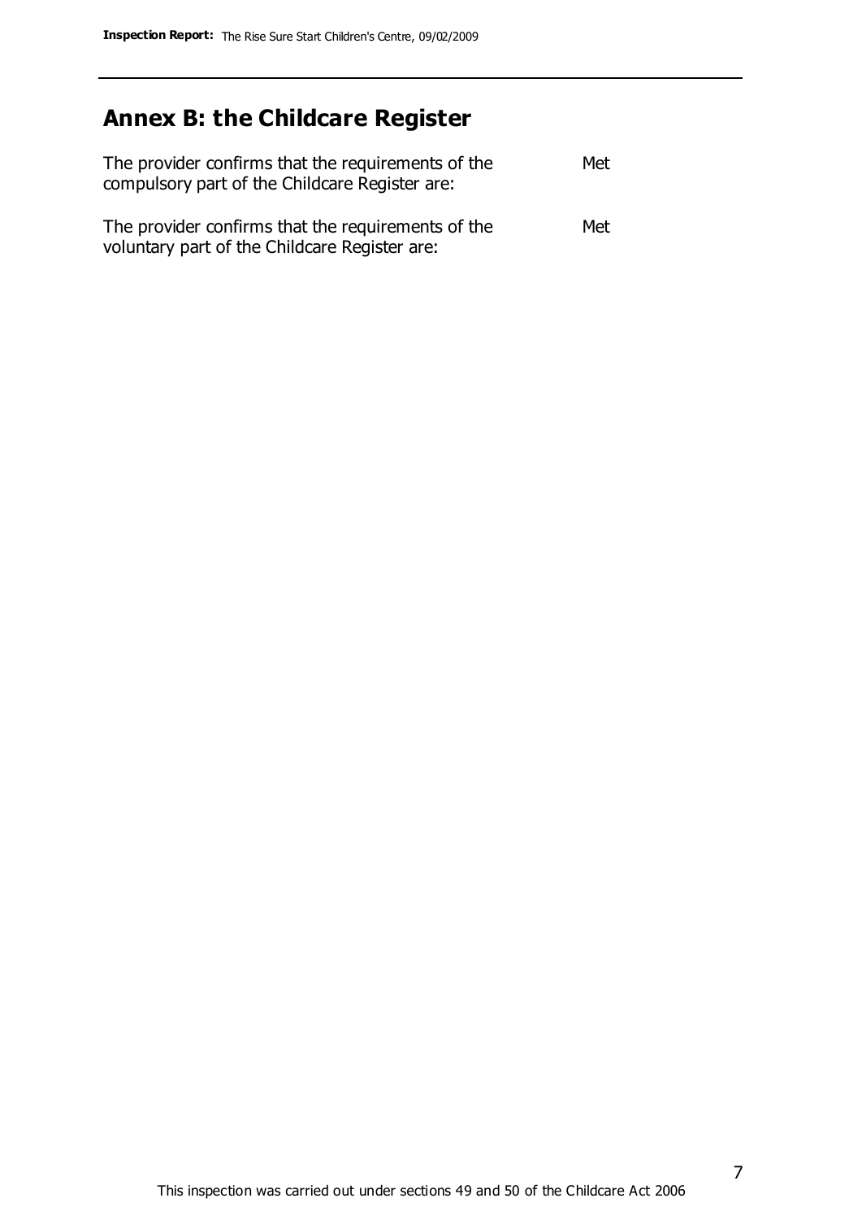## Annex B: the Childcare Register

| | |
|---|---|
| The provider confirms that the requirements of the compulsory part of the Childcare Register are: | Met |
| The provider confirms that the requirements of the voluntary part of the Childcare Register are: | Met |

This inspection was carried out under sections 49 and 50 of the Childcare Act 2006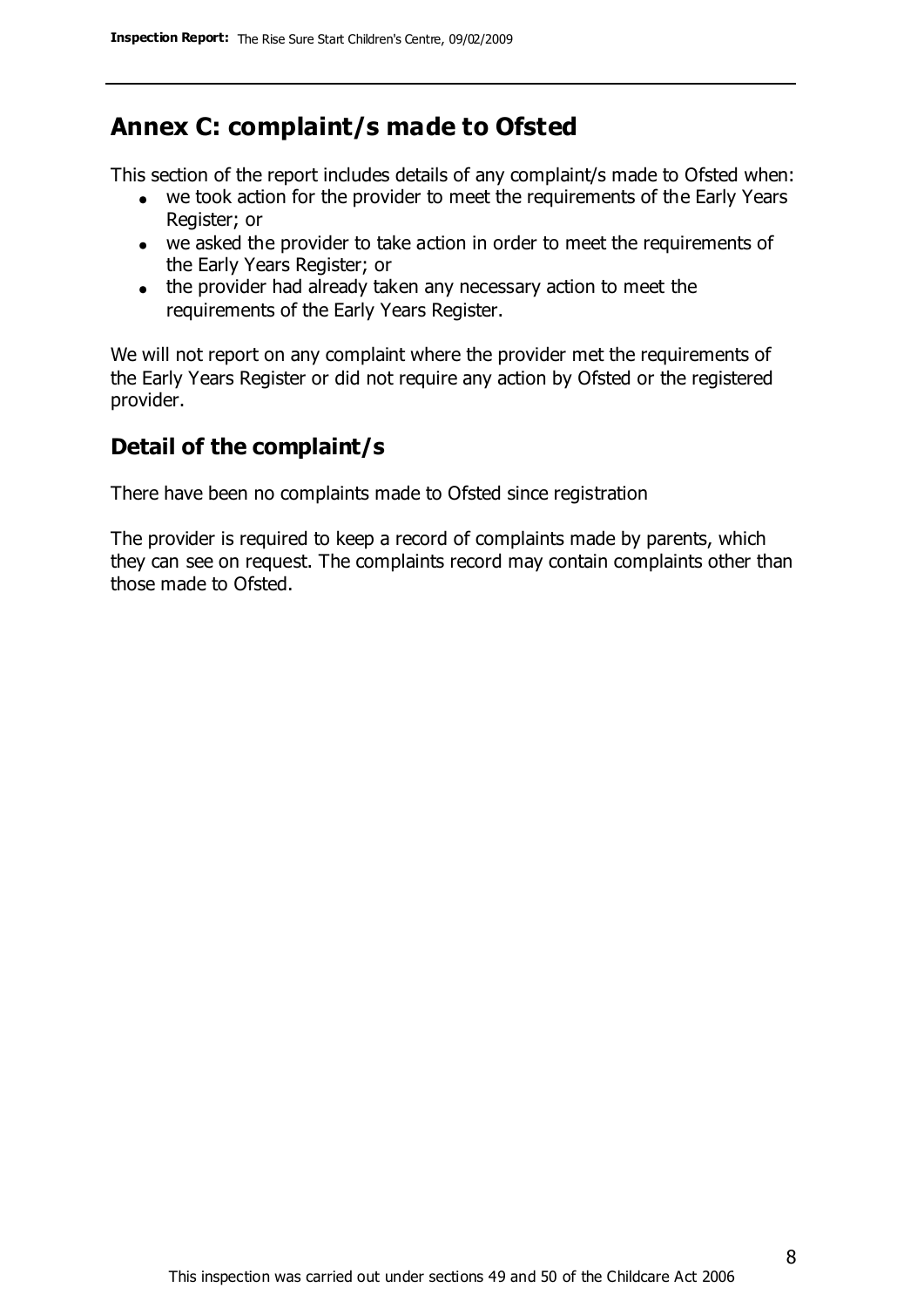## Annex C: complaint/s made to Ofsted

This section of the report includes details of any complaint/s made to Ofsted when:

- we took action for the provider to meet the requirements of the Early Years Register; or
- we asked the provider to take action in order to meet the requirements of the Early Years Register; or
- the provider had already taken any necessary action to meet the requirements of the Early Years Register.

We will not report on any complaint where the provider met the requirements of the Early Years Register or did not require any action by Ofsted or the registered provider.

### Detail of the complaint/s

There have been no complaints made to Ofsted since registration

The provider is required to keep a record of complaints made by parents, which they can see on request. The complaints record may contain complaints other than those made to Ofsted.

This inspection was carried out under sections 49 and 50 of the Childcare Act 2006